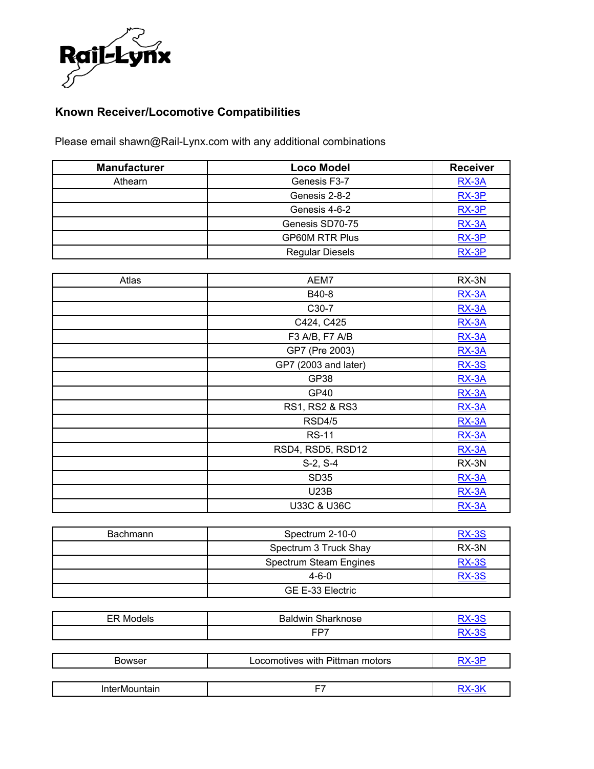Rail-Lynx

## Known Receiver/Locomotive Compatibilities

Please email shawn@Rail-Lynx.com with any additional combinations

| Manufacturer | Loco Model | Receiver |
|---|---|---|
| Athearn | Genesis F3-7 | RX-3A |
| | Genesis 2-8-2 | RX-3P |
| | Genesis 4-6-2 | RX-3P |
| | Genesis SD70-75 | RX-3A |
| | GP60M RTR Plus | RX-3P |
| | Regular Diesels | RX-3P |

| | | |
|---|---|---|
| Atlas | AEM7 | RX-3N |
| | B40-8 | RX-3A |
| | C30-7 | RX-3A |
| | C424, C425 | RX-3A |
| | F3 A/B, F7 A/B | RX-3A |
| | GP7 (Pre 2003) | RX-3A |
| | GP7 (2003 and later) | RX-3S |
| | GP38 | RX-3A |
| | GP40 | RX-3A |
| | RS1, RS2 & RS3 | RX-3A |
| | RSD4/5 | RX-3A |
| | RS-11 | RX-3A |
| | RSD4, RSD5, RSD12 | RX-3A |
| | S-2, S-4 | RX-3N |
| | SD35 | RX-3A |
| | U23B | RX-3A |
| | U33C & U36C | RX-3A |

| | | |
|---|---|---|
| Bachmann | Spectrum 2-10-0 | RX-3S |
| | Spectrum 3 Truck Shay | RX-3N |
| | Spectrum Steam Engines | RX-3S |
| | 4-6-0 | RX-3S |
| | GE E-33 Electric | |

| | | |
|---|---|---|
| ER Models | Baldwin Sharknose | RX-3S |
| | FP7 | RX-3S |

| | | |
|---|---|---|
| Bowser | Locomotives with Pittman motors | RX-3P |

| | | |
|---|---|---|
| InterMountain | F7 | RX-3K |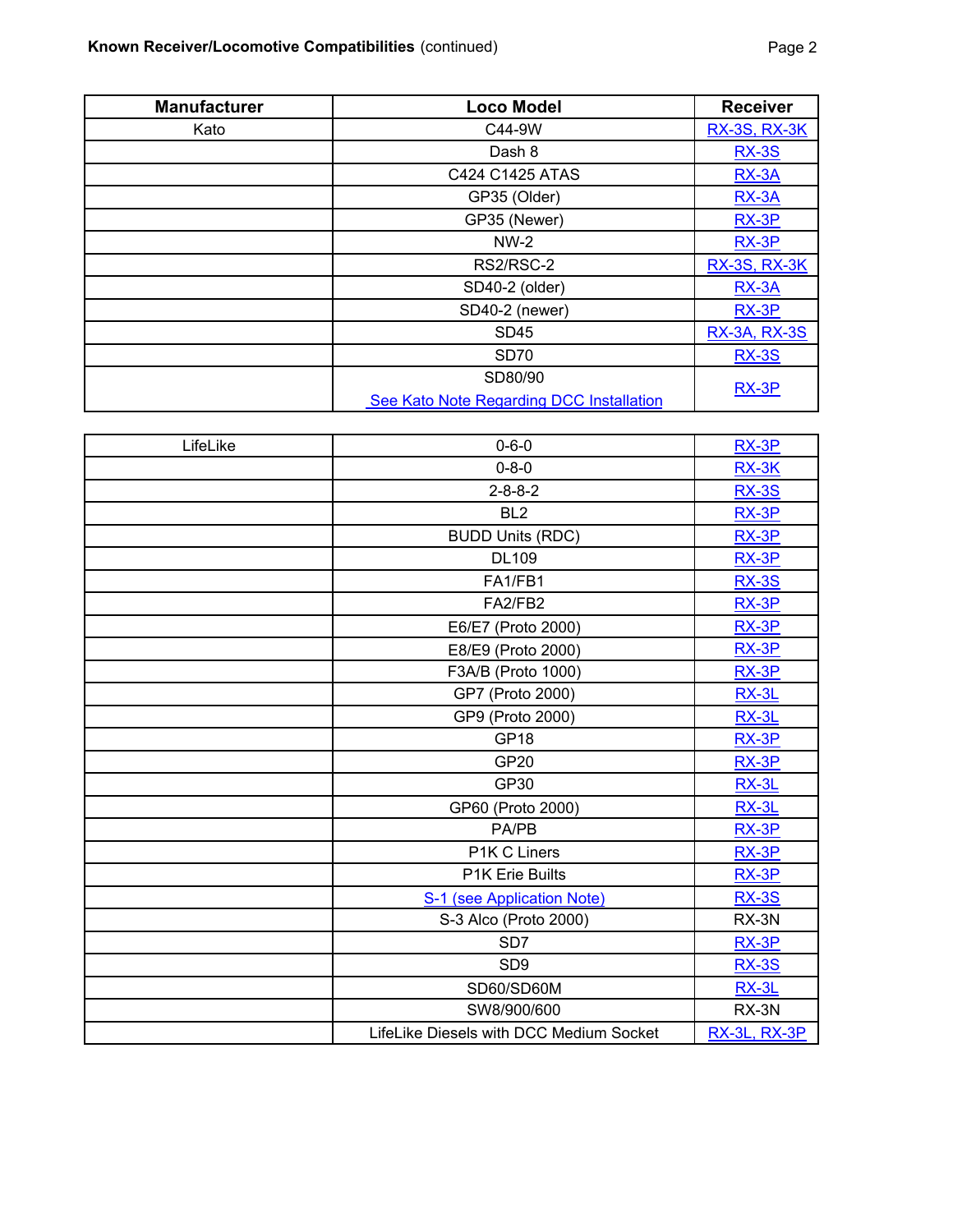**Known Receiver/Locomotive Compatibilities** (continued)

| Manufacturer | Loco Model | Receiver |
|---|---|---|
| Kato | C44-9W | RX-3S, RX-3K |
| | Dash 8 | RX-3S |
| | C424 C1425 ATAS | RX-3A |
| | GP35 (Older) | RX-3A |
| | GP35 (Newer) | RX-3P |
| | NW-2 | RX-3P |
| | RS2/RSC-2 | RX-3S, RX-3K |
| | SD40-2 (older) | RX-3A |
| | SD40-2 (newer) | RX-3P |
| | SD45 | RX-3A, RX-3S |
| | SD70 | RX-3S |
| | SD80/90 See Kato Note Regarding DCC Installation | RX-3P |

| Manufacturer | Loco Model | Receiver |
|---|---|---|
| LifeLike | 0-6-0 | RX-3P |
| | 0-8-0 | RX-3K |
| | 2-8-8-2 | RX-3S |
| | BL2 | RX-3P |
| | BUDD Units (RDC) | RX-3P |
| | DL109 | RX-3P |
| | FA1/FB1 | RX-3S |
| | FA2/FB2 | RX-3P |
| | E6/E7 (Proto 2000) | RX-3P |
| | E8/E9 (Proto 2000) | RX-3P |
| | F3A/B (Proto 1000) | RX-3P |
| | GP7 (Proto 2000) | RX-3L |
| | GP9 (Proto 2000) | RX-3L |
| | GP18 | RX-3P |
| | GP20 | RX-3P |
| | GP30 | RX-3L |
| | GP60 (Proto 2000) | RX-3L |
| | PA/PB | RX-3P |
| | P1K C Liners | RX-3P |
| | P1K Erie Builts | RX-3P |
| | S-1 (see Application Note) | RX-3S |
| | S-3 Alco (Proto 2000) | RX-3N |
| | SD7 | RX-3P |
| | SD9 | RX-3S |
| | SD60/SD60M | RX-3L |
| | SW8/900/600 | RX-3N |
| | LifeLike Diesels with DCC Medium Socket | RX-3L, RX-3P |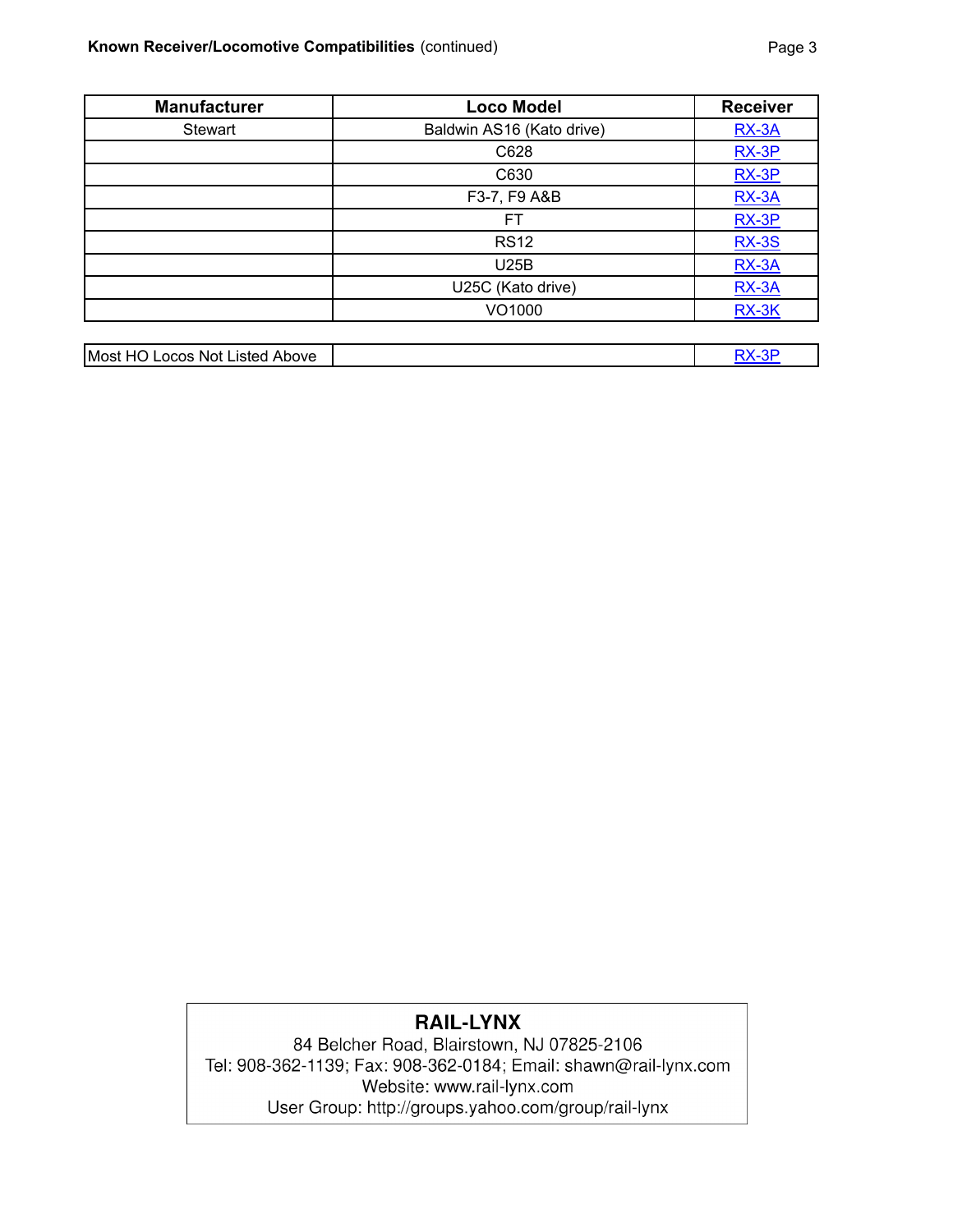**Known Receiver/Locomotive Compatibilities** (continued)

| Manufacturer | Loco Model | Receiver |
|---|---|---|
| Stewart | Baldwin AS16 (Kato drive) | RX-3A |
| | C628 | RX-3P |
| | C630 | RX-3P |
| | F3-7, F9 A&B | RX-3A |
| | FT | RX-3P |
| | RS12 | RX-3S |
| | U25B | RX-3A |
| | U25C (Kato drive) | RX-3A |
| | VO1000 | RX-3K |

| | | |
|---|---|---|
| Most HO Locos Not Listed Above | | RX-3P |

**RAIL-LYNX**
84 Belcher Road, Blairstown, NJ 07825-2106
Tel: 908-362-1139; Fax: 908-362-0184; Email: shawn@rail-lynx.com
Website: www.rail-lynx.com
User Group: http://groups.yahoo.com/group/rail-lynx